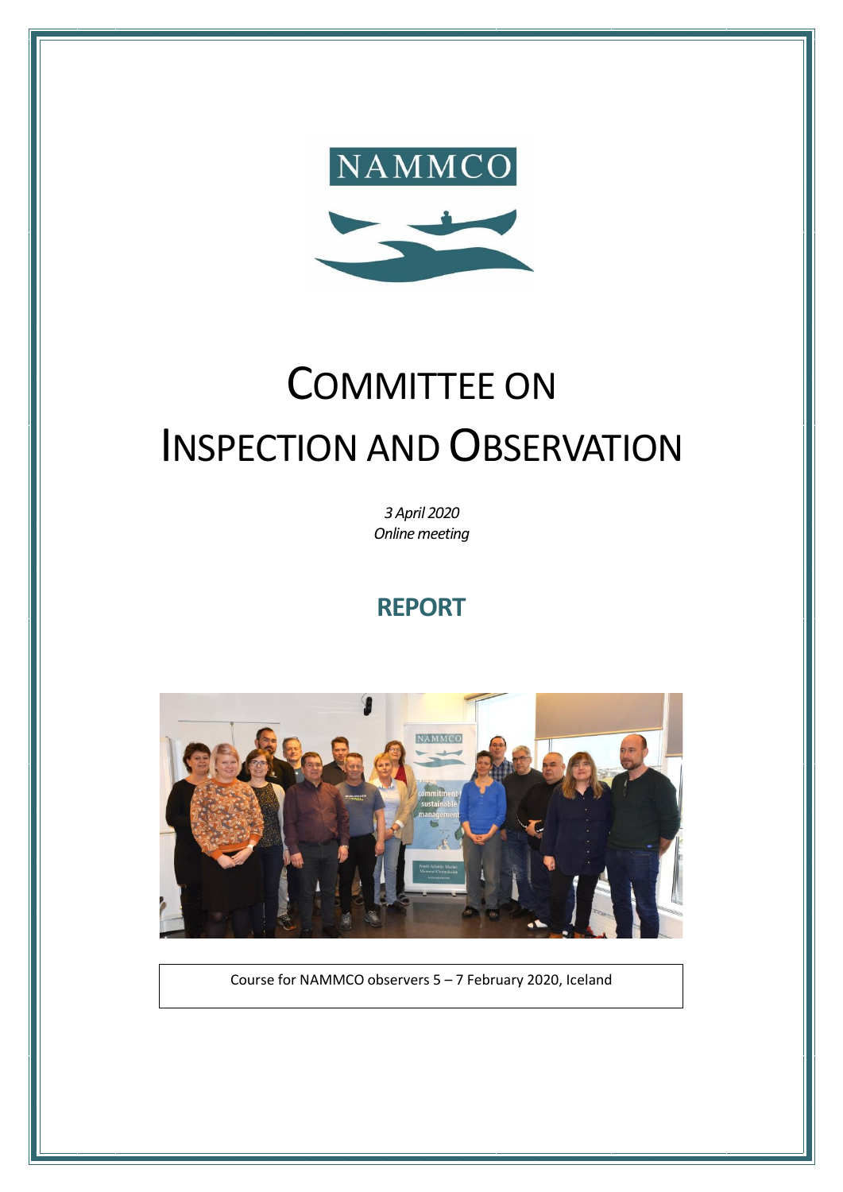NAMMCO

# COMMITTEE ON INSPECTION AND OBSERVATION

*3 April 2020*
*Online meeting*

## REPORT

Course for NAMMCO observers 5 – 7 February 2020, Iceland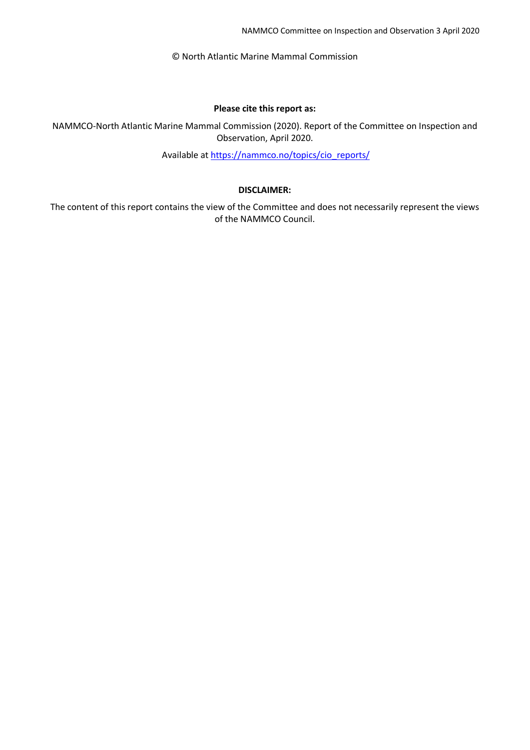© North Atlantic Marine Mammal Commission

**Please cite this report as:**

NAMMCO-North Atlantic Marine Mammal Commission (2020). Report of the Committee on Inspection and Observation, April 2020.

Available at https://nammco.no/topics/cio_reports/

**DISCLAIMER:**

The content of this report contains the view of the Committee and does not necessarily represent the views of the NAMMCO Council.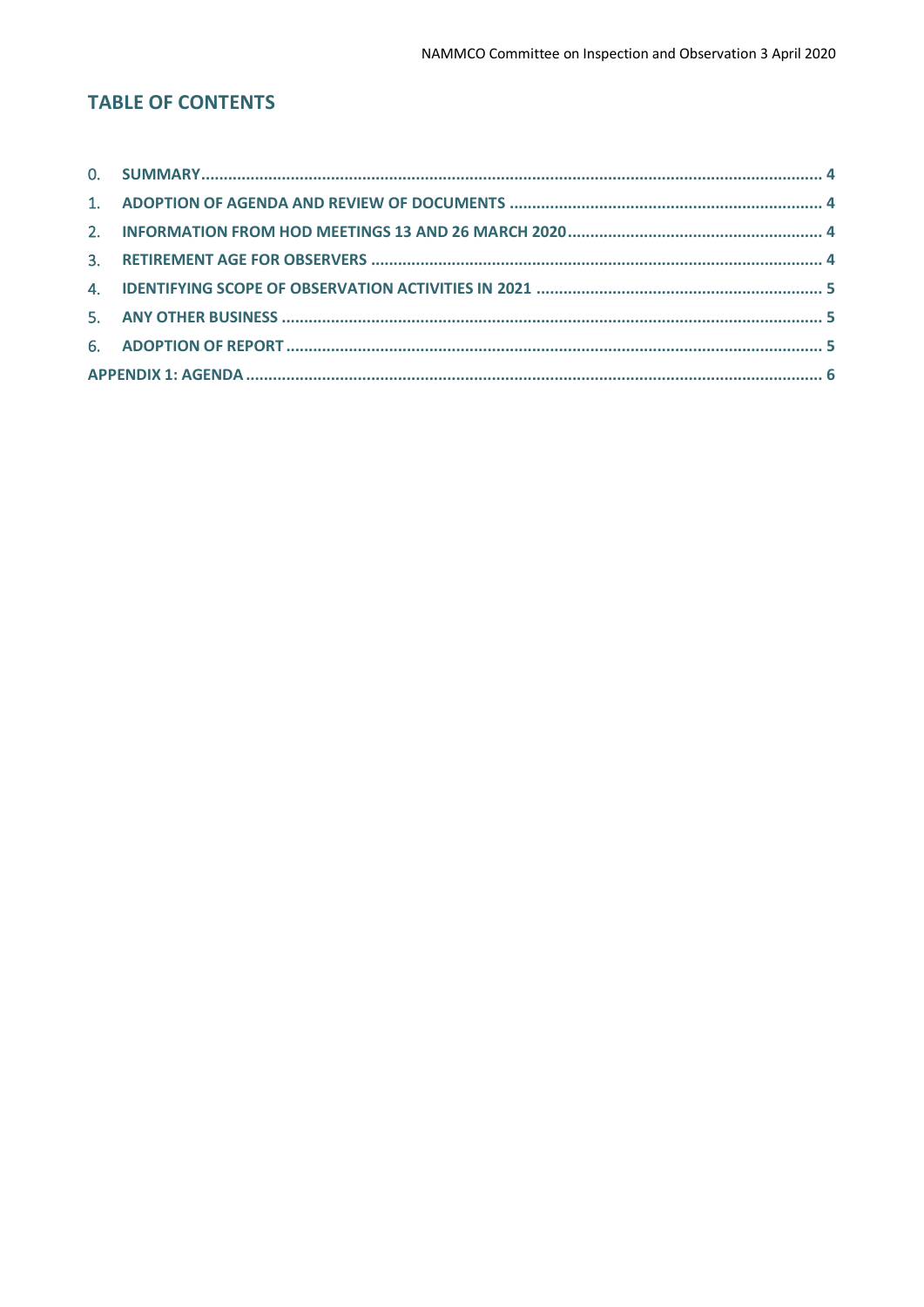## TABLE OF CONTENTS

0. SUMMARY ........................................................................................................................................ 4
1. ADOPTION OF AGENDA AND REVIEW OF DOCUMENTS ...................................................................... 4
2. INFORMATION FROM HOD MEETINGS 13 AND 26 MARCH 2020 ........................................................ 4
3. RETIREMENT AGE FOR OBSERVERS .................................................................................................... 4
4. IDENTIFYING SCOPE OF OBSERVATION ACTIVITIES IN 2021 ................................................................ 5
5. ANY OTHER BUSINESS ....................................................................................................................... 5
6. ADOPTION OF REPORT ....................................................................................................................... 5

APPENDIX 1: AGENDA ............................................................................................................................... 6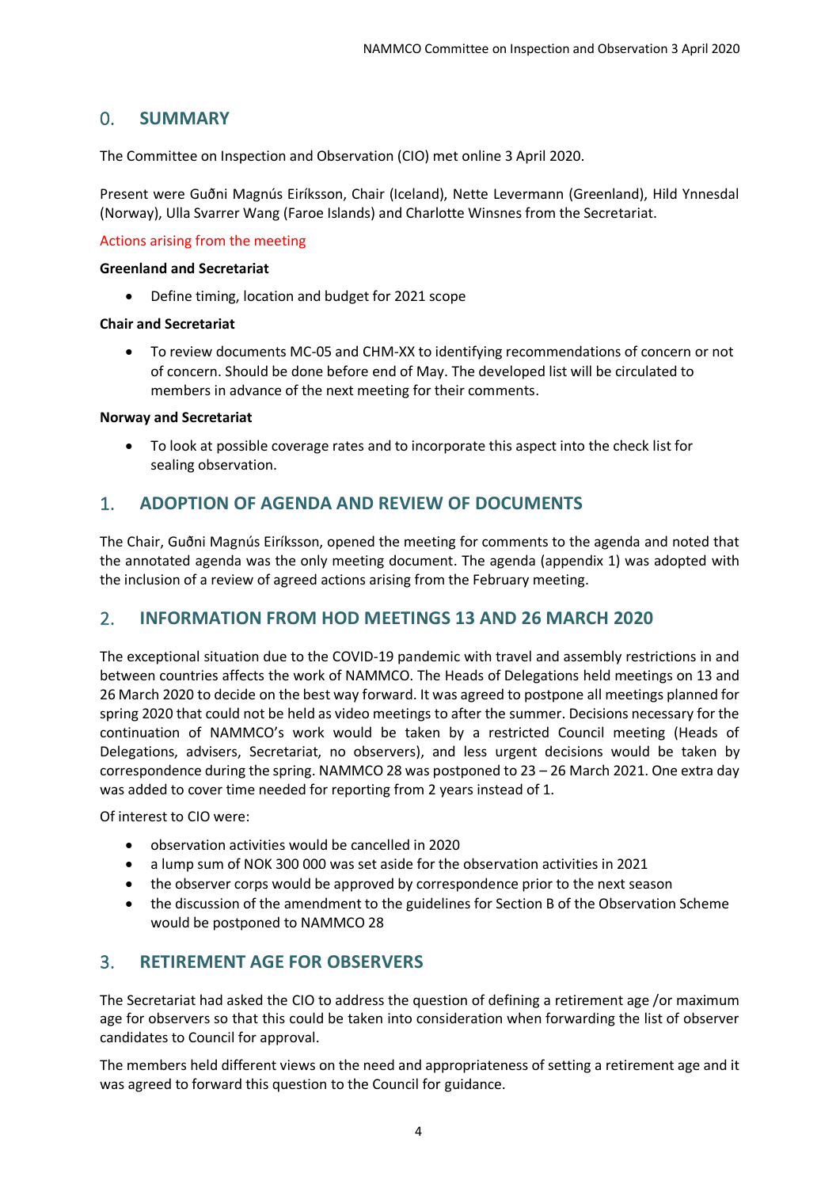## 0. SUMMARY

The Committee on Inspection and Observation (CIO) met online 3 April 2020.

Present were Guðni Magnús Eiríksson, Chair (Iceland), Nette Levermann (Greenland), Hild Ynnesdal (Norway), Ulla Svarrer Wang (Faroe Islands) and Charlotte Winsnes from the Secretariat.

Actions arising from the meeting

**Greenland and Secretariat**

- Define timing, location and budget for 2021 scope

**Chair and Secretariat**

- To review documents MC-05 and CHM-XX to identifying recommendations of concern or not of concern. Should be done before end of May. The developed list will be circulated to members in advance of the next meeting for their comments.

**Norway and Secretariat**

- To look at possible coverage rates and to incorporate this aspect into the check list for sealing observation.

## 1. ADOPTION OF AGENDA AND REVIEW OF DOCUMENTS

The Chair, Guðni Magnús Eiríksson, opened the meeting for comments to the agenda and noted that the annotated agenda was the only meeting document. The agenda (appendix 1) was adopted with the inclusion of a review of agreed actions arising from the February meeting.

## 2. INFORMATION FROM HOD MEETINGS 13 AND 26 MARCH 2020

The exceptional situation due to the COVID-19 pandemic with travel and assembly restrictions in and between countries affects the work of NAMMCO. The Heads of Delegations held meetings on 13 and 26 March 2020 to decide on the best way forward. It was agreed to postpone all meetings planned for spring 2020 that could not be held as video meetings to after the summer. Decisions necessary for the continuation of NAMMCO's work would be taken by a restricted Council meeting (Heads of Delegations, advisers, Secretariat, no observers), and less urgent decisions would be taken by correspondence during the spring. NAMMCO 28 was postponed to 23 – 26 March 2021. One extra day was added to cover time needed for reporting from 2 years instead of 1.

Of interest to CIO were:

- observation activities would be cancelled in 2020
- a lump sum of NOK 300 000 was set aside for the observation activities in 2021
- the observer corps would be approved by correspondence prior to the next season
- the discussion of the amendment to the guidelines for Section B of the Observation Scheme would be postponed to NAMMCO 28

## 3. RETIREMENT AGE FOR OBSERVERS

The Secretariat had asked the CIO to address the question of defining a retirement age /or maximum age for observers so that this could be taken into consideration when forwarding the list of observer candidates to Council for approval.

The members held different views on the need and appropriateness of setting a retirement age and it was agreed to forward this question to the Council for guidance.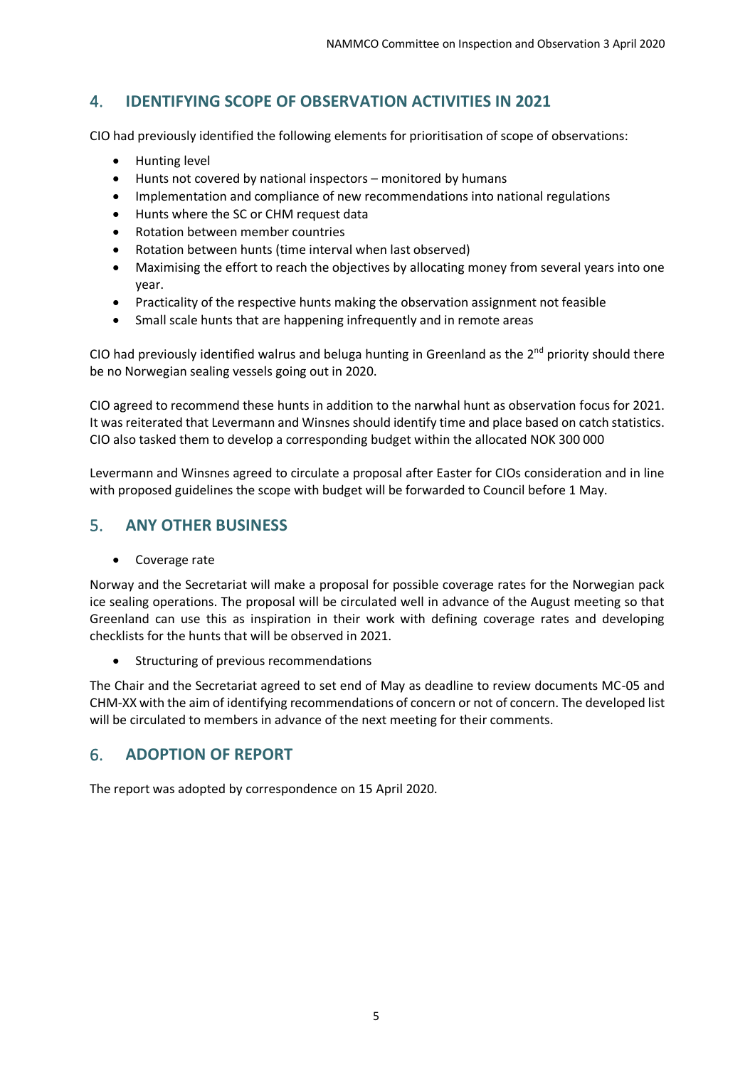## 4. IDENTIFYING SCOPE OF OBSERVATION ACTIVITIES IN 2021

CIO had previously identified the following elements for prioritisation of scope of observations:

- Hunting level
- Hunts not covered by national inspectors – monitored by humans
- Implementation and compliance of new recommendations into national regulations
- Hunts where the SC or CHM request data
- Rotation between member countries
- Rotation between hunts (time interval when last observed)
- Maximising the effort to reach the objectives by allocating money from several years into one year.
- Practicality of the respective hunts making the observation assignment not feasible
- Small scale hunts that are happening infrequently and in remote areas

CIO had previously identified walrus and beluga hunting in Greenland as the 2nd priority should there be no Norwegian sealing vessels going out in 2020.

CIO agreed to recommend these hunts in addition to the narwhal hunt as observation focus for 2021. It was reiterated that Levermann and Winsnes should identify time and place based on catch statistics. CIO also tasked them to develop a corresponding budget within the allocated NOK 300 000

Levermann and Winsnes agreed to circulate a proposal after Easter for CIOs consideration and in line with proposed guidelines the scope with budget will be forwarded to Council before 1 May.

## 5. ANY OTHER BUSINESS

- Coverage rate

Norway and the Secretariat will make a proposal for possible coverage rates for the Norwegian pack ice sealing operations. The proposal will be circulated well in advance of the August meeting so that Greenland can use this as inspiration in their work with defining coverage rates and developing checklists for the hunts that will be observed in 2021.

- Structuring of previous recommendations

The Chair and the Secretariat agreed to set end of May as deadline to review documents MC-05 and CHM-XX with the aim of identifying recommendations of concern or not of concern. The developed list will be circulated to members in advance of the next meeting for their comments.

## 6. ADOPTION OF REPORT

The report was adopted by correspondence on 15 April 2020.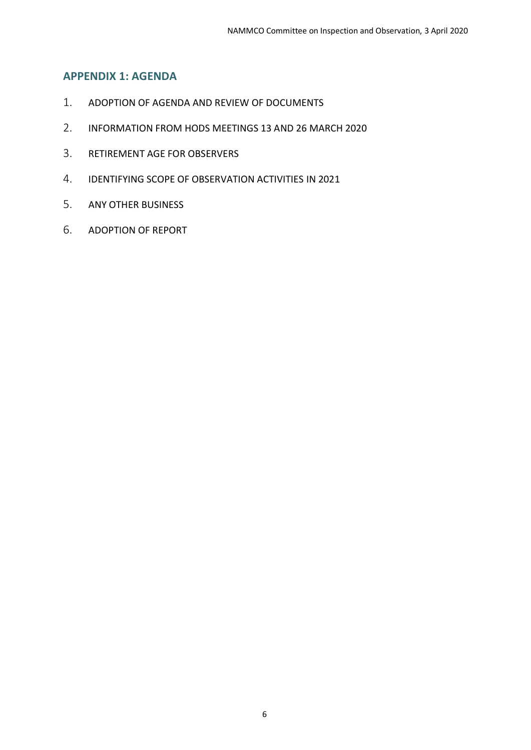## APPENDIX 1: AGENDA

1. ADOPTION OF AGENDA AND REVIEW OF DOCUMENTS
2. INFORMATION FROM HODS MEETINGS 13 AND 26 MARCH 2020
3. RETIREMENT AGE FOR OBSERVERS
4. IDENTIFYING SCOPE OF OBSERVATION ACTIVITIES IN 2021
5. ANY OTHER BUSINESS
6. ADOPTION OF REPORT